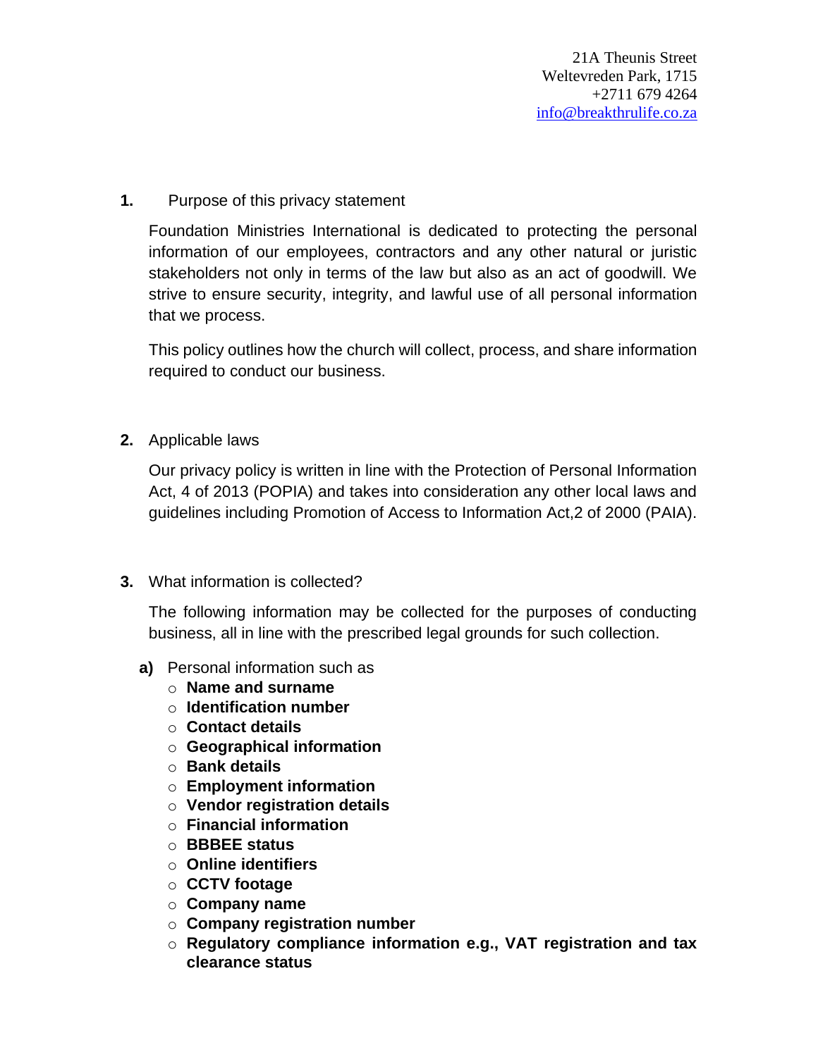21A Theunis Street
Weltevreden Park, 1715
+2711 679 4264
info@breakthrulife.co.za

## 1. Purpose of this privacy statement

Foundation Ministries International is dedicated to protecting the personal information of our employees, contractors and any other natural or juristic stakeholders not only in terms of the law but also as an act of goodwill. We strive to ensure security, integrity, and lawful use of all personal information that we process.

This policy outlines how the church will collect, process, and share information required to conduct our business.

## 2. Applicable laws

Our privacy policy is written in line with the Protection of Personal Information Act, 4 of 2013 (POPIA) and takes into consideration any other local laws and guidelines including Promotion of Access to Information Act,2 of 2000 (PAIA).

## 3. What information is collected?

The following information may be collected for the purposes of conducting business, all in line with the prescribed legal grounds for such collection.

**a)** Personal information such as

- **Name and surname**
- **Identification number**
- **Contact details**
- **Geographical information**
- **Bank details**
- **Employment information**
- **Vendor registration details**
- **Financial information**
- **BBBEE status**
- **Online identifiers**
- **CCTV footage**
- **Company name**
- **Company registration number**
- **Regulatory compliance information e.g., VAT registration and tax clearance status**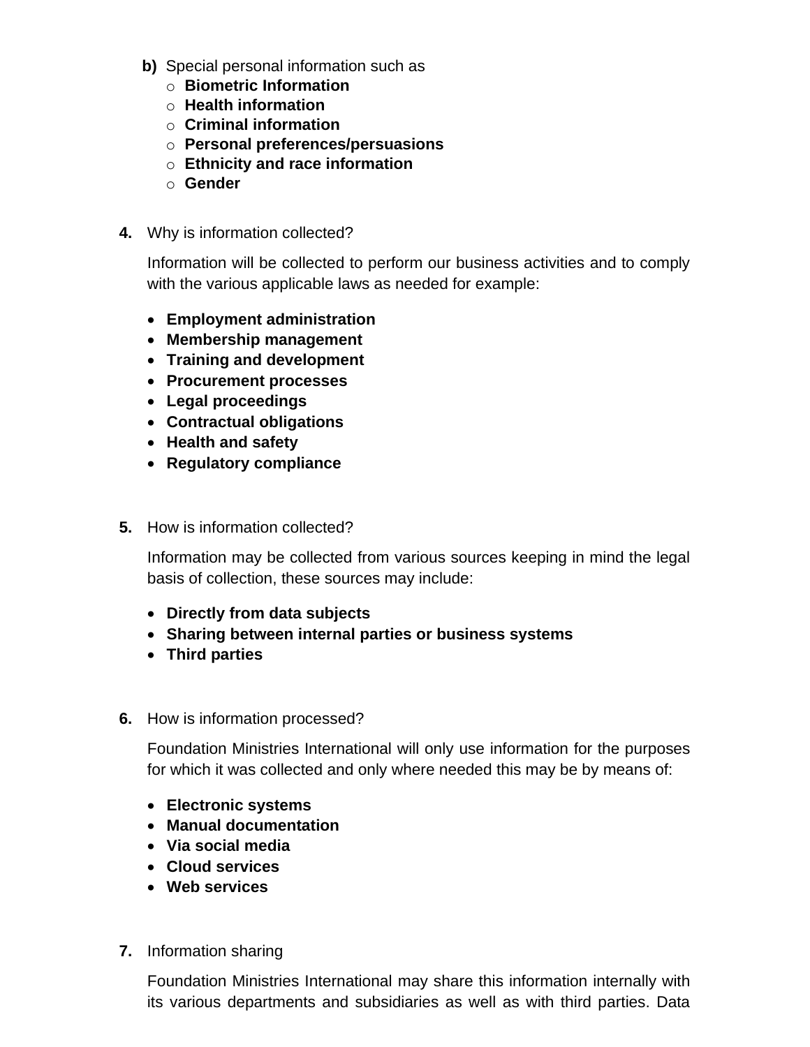**b)** Special personal information such as

- **Biometric Information**
- **Health information**
- **Criminal information**
- **Personal preferences/persuasions**
- **Ethnicity and race information**
- **Gender**

**4.** Why is information collected?

Information will be collected to perform our business activities and to comply with the various applicable laws as needed for example:

- **Employment administration**
- **Membership management**
- **Training and development**
- **Procurement processes**
- **Legal proceedings**
- **Contractual obligations**
- **Health and safety**
- **Regulatory compliance**

**5.** How is information collected?

Information may be collected from various sources keeping in mind the legal basis of collection, these sources may include:

- **Directly from data subjects**
- **Sharing between internal parties or business systems**
- **Third parties**

**6.** How is information processed?

Foundation Ministries International will only use information for the purposes for which it was collected and only where needed this may be by means of:

- **Electronic systems**
- **Manual documentation**
- **Via social media**
- **Cloud services**
- **Web services**

**7.** Information sharing

Foundation Ministries International may share this information internally with its various departments and subsidiaries as well as with third parties. Data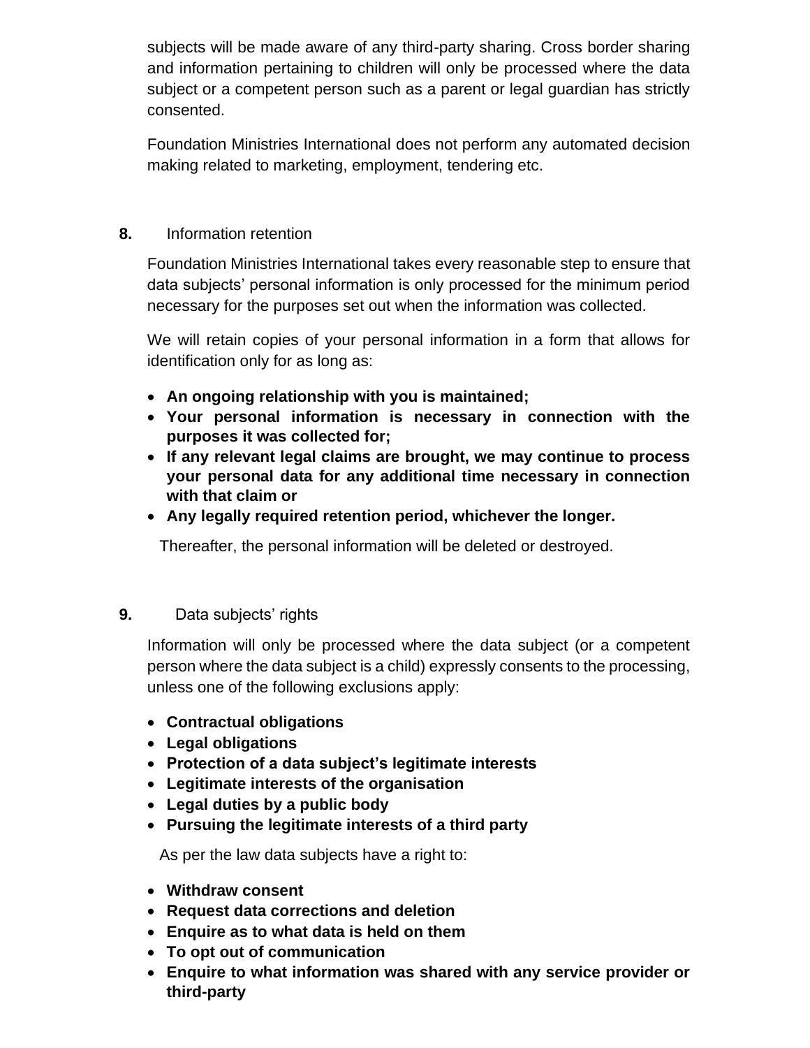subjects will be made aware of any third-party sharing. Cross border sharing and information pertaining to children will only be processed where the data subject or a competent person such as a parent or legal guardian has strictly consented.

Foundation Ministries International does not perform any automated decision making related to marketing, employment, tendering etc.

## 8. Information retention

Foundation Ministries International takes every reasonable step to ensure that data subjects' personal information is only processed for the minimum period necessary for the purposes set out when the information was collected.

We will retain copies of your personal information in a form that allows for identification only for as long as:

- **An ongoing relationship with you is maintained;**
- **Your personal information is necessary in connection with the purposes it was collected for;**
- **If any relevant legal claims are brought, we may continue to process your personal data for any additional time necessary in connection with that claim or**
- **Any legally required retention period, whichever the longer.**

Thereafter, the personal information will be deleted or destroyed.

## 9. Data subjects' rights

Information will only be processed where the data subject (or a competent person where the data subject is a child) expressly consents to the processing, unless one of the following exclusions apply:

- **Contractual obligations**
- **Legal obligations**
- **Protection of a data subject's legitimate interests**
- **Legitimate interests of the organisation**
- **Legal duties by a public body**
- **Pursuing the legitimate interests of a third party**

As per the law data subjects have a right to:

- **Withdraw consent**
- **Request data corrections and deletion**
- **Enquire as to what data is held on them**
- **To opt out of communication**
- **Enquire to what information was shared with any service provider or third-party**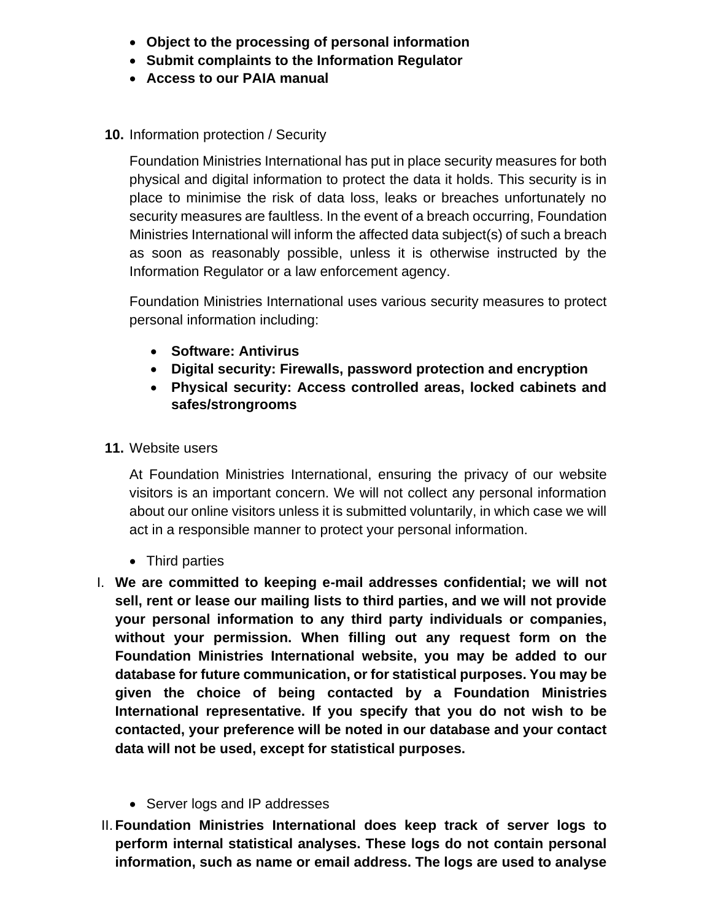- **Object to the processing of personal information**
- **Submit complaints to the Information Regulator**
- **Access to our PAIA manual**

**10.** Information protection / Security

Foundation Ministries International has put in place security measures for both physical and digital information to protect the data it holds. This security is in place to minimise the risk of data loss, leaks or breaches unfortunately no security measures are faultless. In the event of a breach occurring, Foundation Ministries International will inform the affected data subject(s) of such a breach as soon as reasonably possible, unless it is otherwise instructed by the Information Regulator or a law enforcement agency.

Foundation Ministries International uses various security measures to protect personal information including:

- **Software: Antivirus**
- **Digital security: Firewalls, password protection and encryption**
- **Physical security: Access controlled areas, locked cabinets and safes/strongrooms**

**11.** Website users

At Foundation Ministries International, ensuring the privacy of our website visitors is an important concern. We will not collect any personal information about our online visitors unless it is submitted voluntarily, in which case we will act in a responsible manner to protect your personal information.

- Third parties

I. **We are committed to keeping e-mail addresses confidential; we will not sell, rent or lease our mailing lists to third parties, and we will not provide your personal information to any third party individuals or companies, without your permission. When filling out any request form on the Foundation Ministries International website, you may be added to our database for future communication, or for statistical purposes. You may be given the choice of being contacted by a Foundation Ministries International representative. If you specify that you do not wish to be contacted, your preference will be noted in our database and your contact data will not be used, except for statistical purposes.**

- Server logs and IP addresses

II. **Foundation Ministries International does keep track of server logs to perform internal statistical analyses. These logs do not contain personal information, such as name or email address. The logs are used to analyse**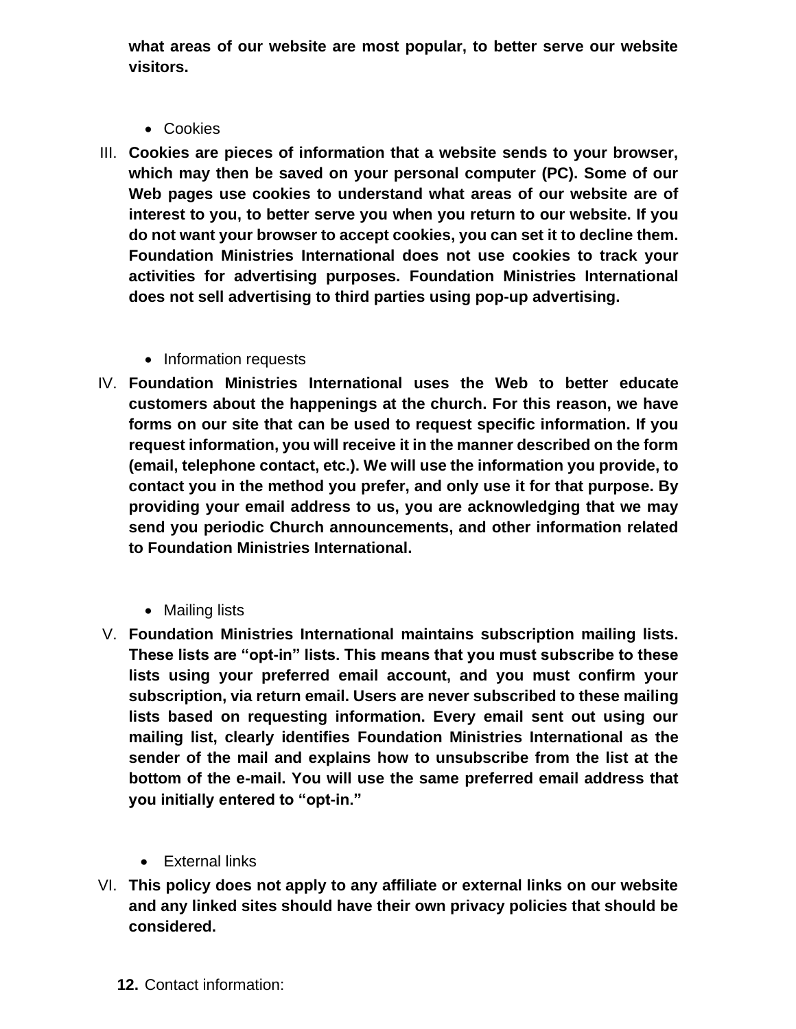**what areas of our website are most popular, to better serve our website visitors.**

- Cookies

III. **Cookies are pieces of information that a website sends to your browser, which may then be saved on your personal computer (PC). Some of our Web pages use cookies to understand what areas of our website are of interest to you, to better serve you when you return to our website. If you do not want your browser to accept cookies, you can set it to decline them. Foundation Ministries International does not use cookies to track your activities for advertising purposes. Foundation Ministries International does not sell advertising to third parties using pop-up advertising.**

- Information requests

IV. **Foundation Ministries International uses the Web to better educate customers about the happenings at the church. For this reason, we have forms on our site that can be used to request specific information. If you request information, you will receive it in the manner described on the form (email, telephone contact, etc.). We will use the information you provide, to contact you in the method you prefer, and only use it for that purpose. By providing your email address to us, you are acknowledging that we may send you periodic Church announcements, and other information related to Foundation Ministries International.**

- Mailing lists

V. **Foundation Ministries International maintains subscription mailing lists. These lists are "opt-in" lists. This means that you must subscribe to these lists using your preferred email account, and you must confirm your subscription, via return email. Users are never subscribed to these mailing lists based on requesting information. Every email sent out using our mailing list, clearly identifies Foundation Ministries International as the sender of the mail and explains how to unsubscribe from the list at the bottom of the e-mail. You will use the same preferred email address that you initially entered to "opt-in."**

- External links

VI. **This policy does not apply to any affiliate or external links on our website and any linked sites should have their own privacy policies that should be considered.**

**12.** Contact information: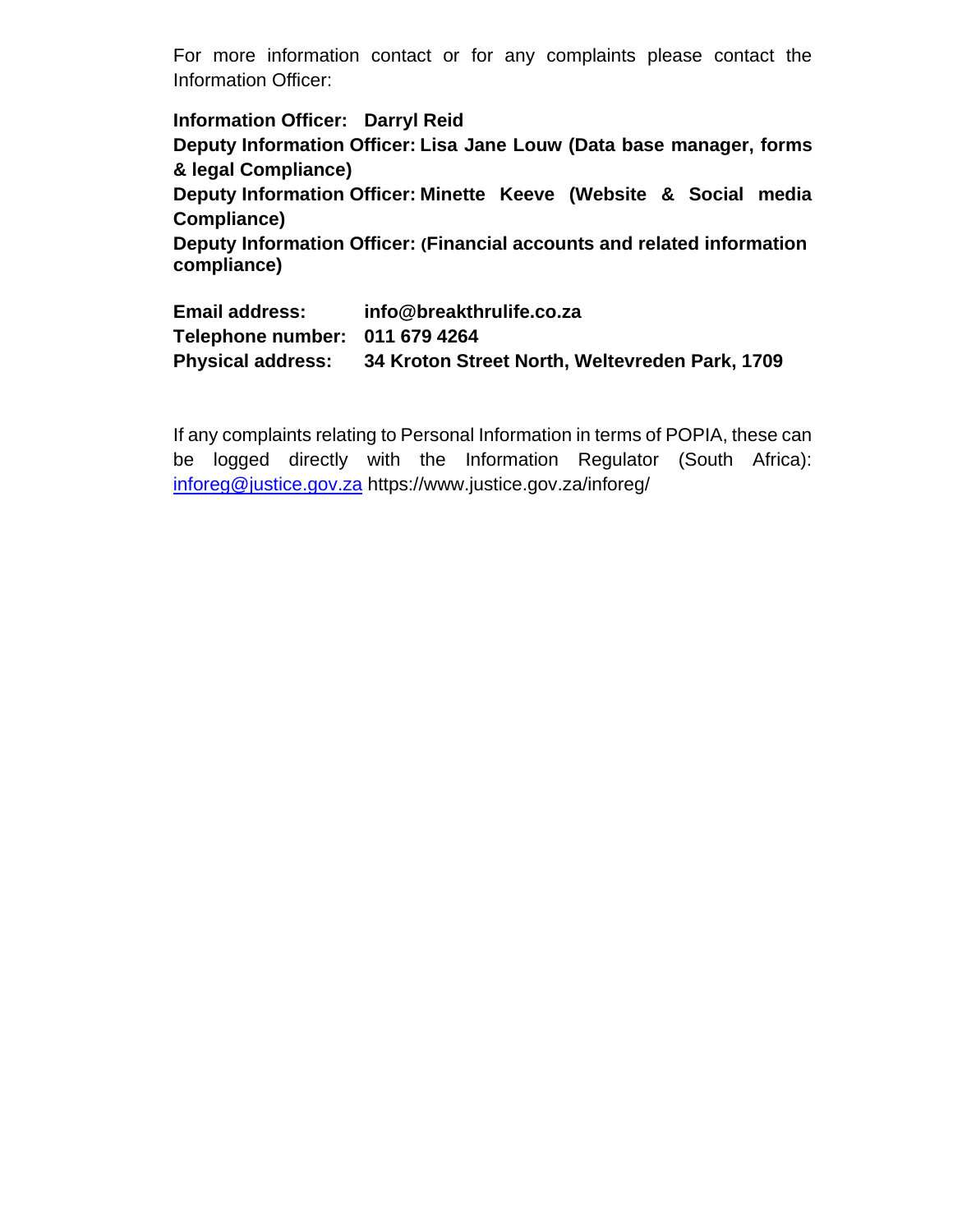For more information contact or for any complaints please contact the Information Officer:

**Information Officer: Darryl Reid**

**Deputy Information Officer: Lisa Jane Louw (Data base manager, forms & legal Compliance)**

**Deputy Information Officer: Minette Keeve (Website & Social media Compliance)**

**Deputy Information Officer: (Financial accounts and related information compliance)**

**Email address: info@breakthrulife.co.za**
**Telephone number: 011 679 4264**
**Physical address: 34 Kroton Street North, Weltevreden Park, 1709**

If any complaints relating to Personal Information in terms of POPIA, these can be logged directly with the Information Regulator (South Africa): inforeg@justice.gov.za https://www.justice.gov.za/inforeg/